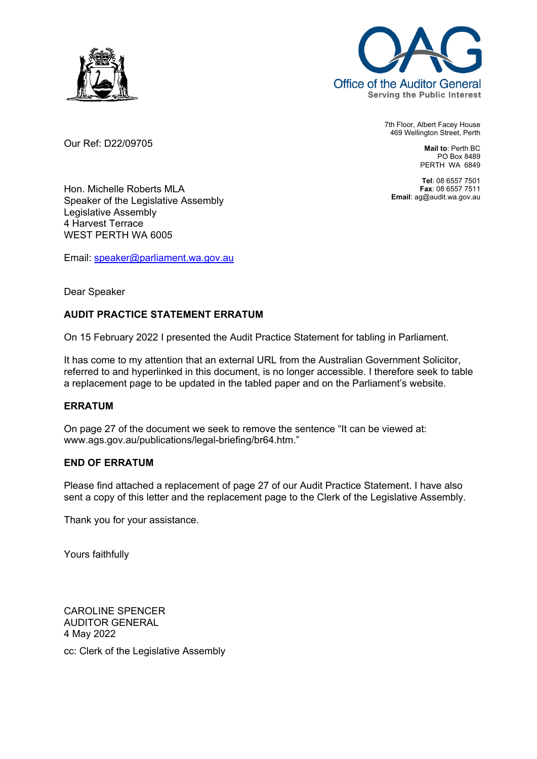Office of the Auditor General
Serving the Public Interest

7th Floor, Albert Facey House
469 Wellington Street, Perth

**Mail to**: Perth BC
PO Box 8489
PERTH WA 6849

**Tel**: 08 6557 7501
**Fax**: 08 6557 7511
**Email**: ag@audit.wa.gov.au

Our Ref: D22/09705

Hon. Michelle Roberts MLA
Speaker of the Legislative Assembly
Legislative Assembly
4 Harvest Terrace
WEST PERTH WA 6005

Email: speaker@parliament.wa.gov.au

Dear Speaker

**AUDIT PRACTICE STATEMENT ERRATUM**

On 15 February 2022 I presented the Audit Practice Statement for tabling in Parliament.

It has come to my attention that an external URL from the Australian Government Solicitor, referred to and hyperlinked in this document, is no longer accessible. I therefore seek to table a replacement page to be updated in the tabled paper and on the Parliament's website.

**ERRATUM**

On page 27 of the document we seek to remove the sentence "It can be viewed at: www.ags.gov.au/publications/legal-briefing/br64.htm."

**END OF ERRATUM**

Please find attached a replacement of page 27 of our Audit Practice Statement. I have also sent a copy of this letter and the replacement page to the Clerk of the Legislative Assembly.

Thank you for your assistance.

Yours faithfully

CAROLINE SPENCER
AUDITOR GENERAL
4 May 2022

cc: Clerk of the Legislative Assembly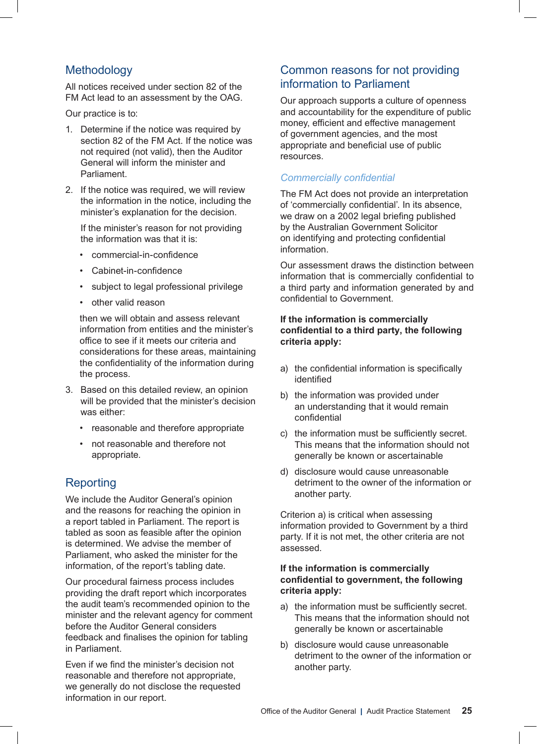## Methodology

All notices received under section 82 of the FM Act lead to an assessment by the OAG.

Our practice is to:

1. Determine if the notice was required by section 82 of the FM Act. If the notice was not required (not valid), then the Auditor General will inform the minister and Parliament.
2. If the notice was required, we will review the information in the notice, including the minister's explanation for the decision.

   If the minister's reason for not providing the information was that it is:

   - commercial-in-confidence
   - Cabinet-in-confidence
   - subject to legal professional privilege
   - other valid reason

   then we will obtain and assess relevant information from entities and the minister's office to see if it meets our criteria and considerations for these areas, maintaining the confidentiality of the information during the process.
3. Based on this detailed review, an opinion will be provided that the minister's decision was either:

   - reasonable and therefore appropriate
   - not reasonable and therefore not appropriate.

## Reporting

We include the Auditor General's opinion and the reasons for reaching the opinion in a report tabled in Parliament. The report is tabled as soon as feasible after the opinion is determined. We advise the member of Parliament, who asked the minister for the information, of the report's tabling date.

Our procedural fairness process includes providing the draft report which incorporates the audit team's recommended opinion to the minister and the relevant agency for comment before the Auditor General considers feedback and finalises the opinion for tabling in Parliament.

Even if we find the minister's decision not reasonable and therefore not appropriate, we generally do not disclose the requested information in our report.

## Common reasons for not providing information to Parliament

Our approach supports a culture of openness and accountability for the expenditure of public money, efficient and effective management of government agencies, and the most appropriate and beneficial use of public resources.

### *Commercially confidential*

The FM Act does not provide an interpretation of 'commercially confidential'. In its absence, we draw on a 2002 legal briefing published by the Australian Government Solicitor on identifying and protecting confidential information.

Our assessment draws the distinction between information that is commercially confidential to a third party and information generated by and confidential to Government.

**If the information is commercially confidential to a third party, the following criteria apply:**

a) the confidential information is specifically identified

b) the information was provided under an understanding that it would remain confidential

c) the information must be sufficiently secret. This means that the information should not generally be known or ascertainable

d) disclosure would cause unreasonable detriment to the owner of the information or another party.

Criterion a) is critical when assessing information provided to Government by a third party. If it is not met, the other criteria are not assessed.

**If the information is commercially confidential to government, the following criteria apply:**

a) the information must be sufficiently secret. This means that the information should not generally be known or ascertainable

b) disclosure would cause unreasonable detriment to the owner of the information or another party.